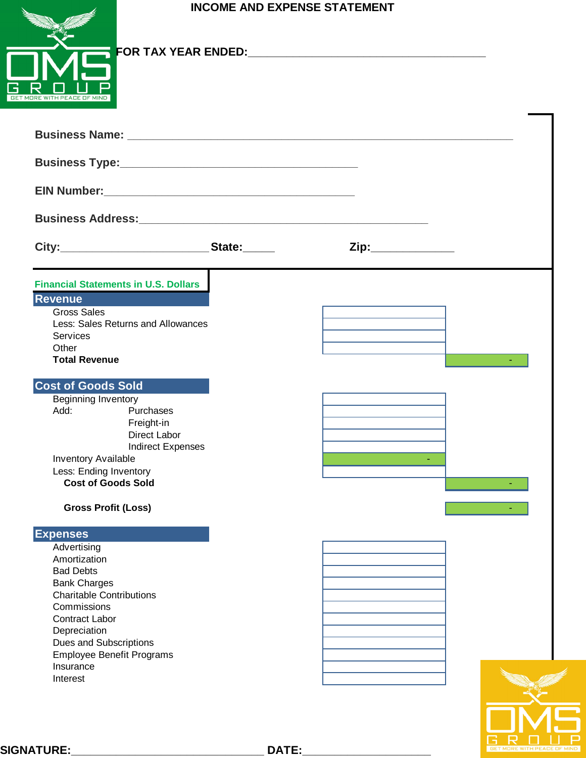# INCOME AND EXPENSE STATEMENT

**FOR TAX YEAR ENDED:**______________________________________

**Business Name:** ______________________________________________________________

**Business Type:**_______________________________________

**EIN Number:**__________________________________________

**Business Address:**_______________________________________________

**City:**________________________ **State:**_____ **Zip:**_____________

Financial Statements in U.S. Dollars

## Revenue

| | | |
|---|---|---|
| Gross Sales | | |
| Less: Sales Returns and Allowances | | |
| Services | | |
| Other | | |
| **Total Revenue** | | - |

## Cost of Goods Sold

| | | |
|---|---|---|
| Beginning Inventory | | |
| Add: Purchases | | |
| Freight-in | | |
| Direct Labor | | |
| Indirect Expenses | | |
| Inventory Available | - | |
| Less: Ending Inventory | | |
| **Cost of Goods Sold** | | - |
| **Gross Profit (Loss)** | | - |

## Expenses

| | |
|---|---|
| Advertising | |
| Amortization | |
| Bad Debts | |
| Bank Charges | |
| Charitable Contributions | |
| Commissions | |
| Contract Labor | |
| Depreciation | |
| Dues and Subscriptions | |
| Employee Benefit Programs | |
| Insurance | |
| Interest | |

**SIGNATURE:**______________________________ **DATE:**____________________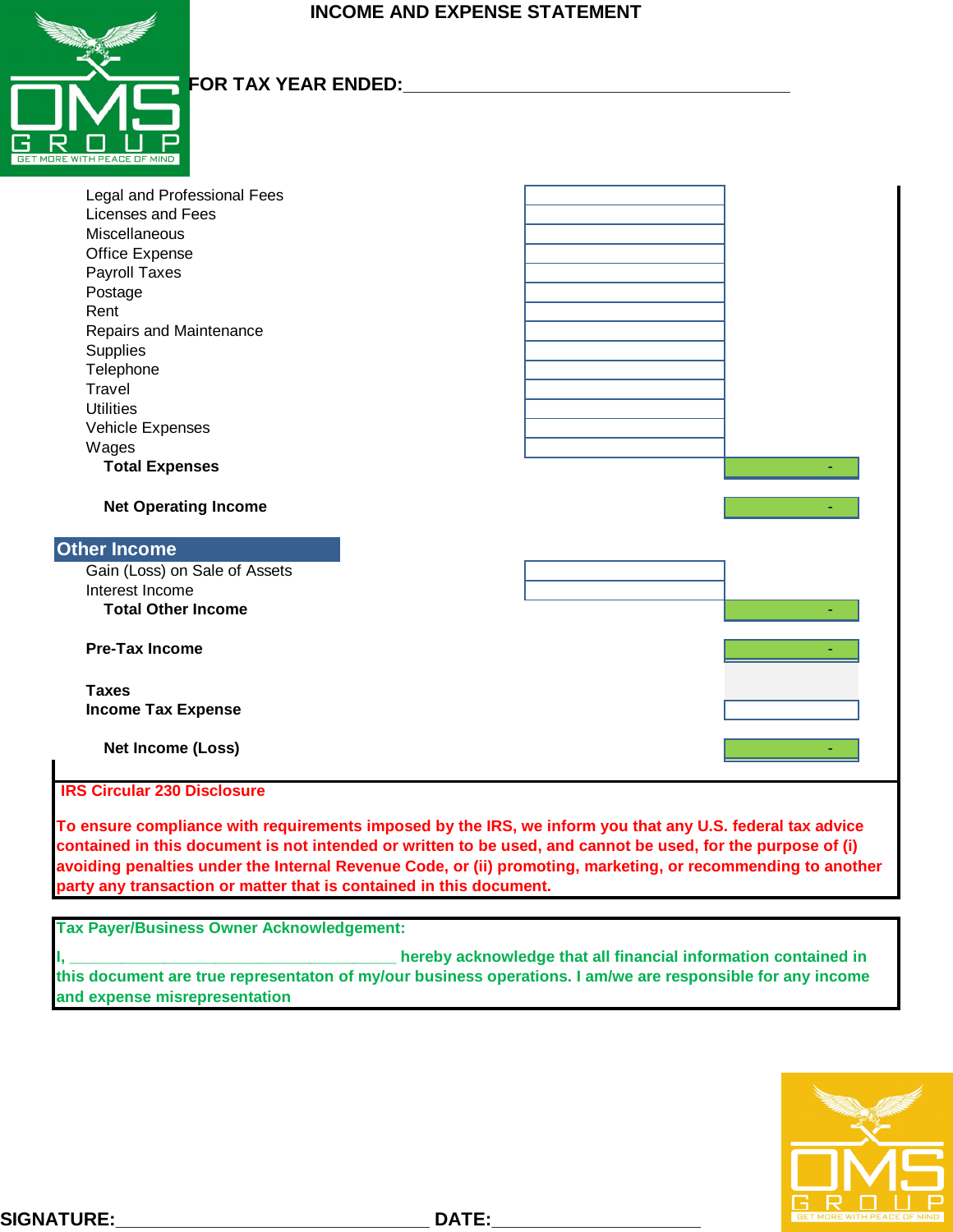# INCOME AND EXPENSE STATEMENT

**FOR TAX YEAR ENDED:________________________________________**

| | | |
|---|---|---|
| Legal and Professional Fees | | |
| Licenses and Fees | | |
| Miscellaneous | | |
| Office Expense | | |
| Payroll Taxes | | |
| Postage | | |
| Rent | | |
| Repairs and Maintenance | | |
| Supplies | | |
| Telephone | | |
| Travel | | |
| Utilities | | |
| Vehicle Expenses | | |
| Wages | | |
| **Total Expenses** | | - |
| **Net Operating Income** | | - |

## Other Income

| | | |
|---|---|---|
| Gain (Loss) on Sale of Assets | | |
| Interest Income | | |
| **Total Other Income** | | - |
| **Pre-Tax Income** | | - |
| **Taxes** | | |
| **Income Tax Expense** | | |
| **Net Income (Loss)** | | - |

**IRS Circular 230 Disclosure**

**To ensure compliance with requirements imposed by the IRS, we inform you that any U.S. federal tax advice contained in this document is not intended or written to be used, and cannot be used, for the purpose of (i) avoiding penalties under the Internal Revenue Code, or (ii) promoting, marketing, or recommending to another party any transaction or matter that is contained in this document.**

**Tax Payer/Business Owner Acknowledgement:**

**I, ________________________________________ hereby acknowledge that all financial information contained in this document are true representaton of my/our business operations. I am/we are responsible for any income and expense misrepresentation**

**SIGNATURE:________________________________ DATE:______________________**